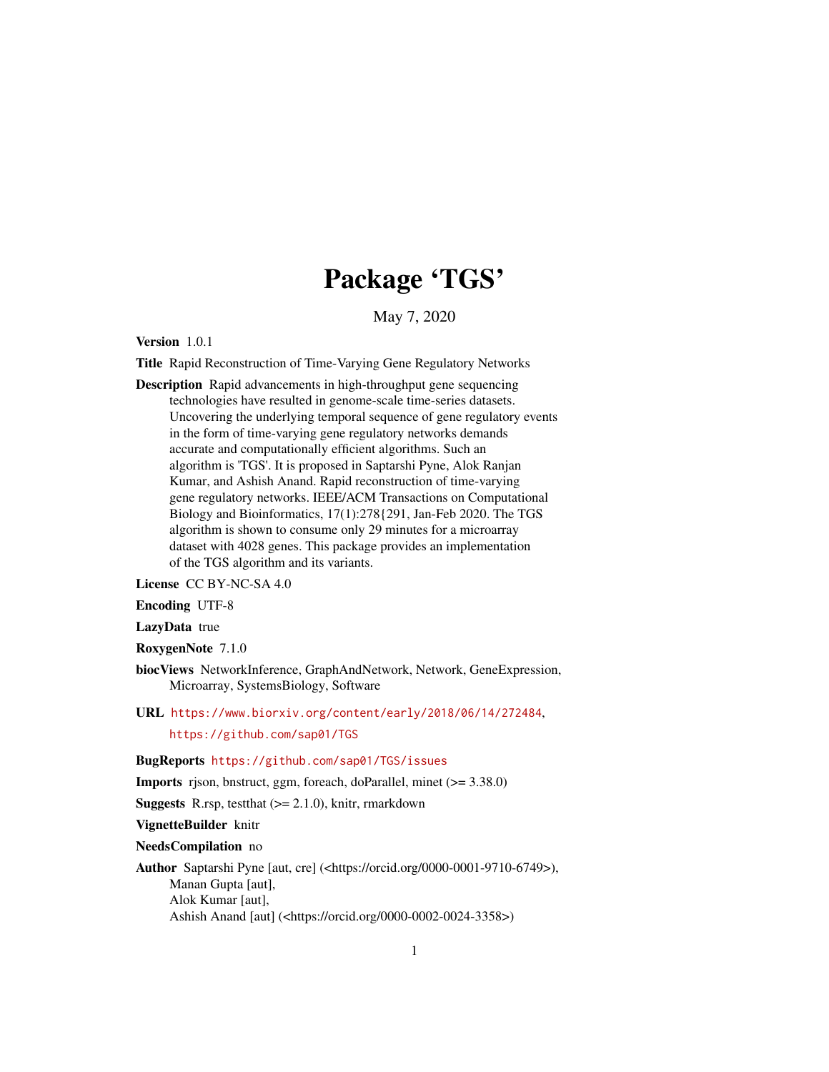# Package 'TGS'

May 7, 2020

**Version** 1.0.1

**Title** Rapid Reconstruction of Time-Varying Gene Regulatory Networks

**Description** Rapid advancements in high-throughput gene sequencing technologies have resulted in genome-scale time-series datasets. Uncovering the underlying temporal sequence of gene regulatory events in the form of time-varying gene regulatory networks demands accurate and computationally efficient algorithms. Such an algorithm is 'TGS'. It is proposed in Saptarshi Pyne, Alok Ranjan Kumar, and Ashish Anand. Rapid reconstruction of time-varying gene regulatory networks. IEEE/ACM Transactions on Computational Biology and Bioinformatics, 17(1):278{291, Jan-Feb 2020. The TGS algorithm is shown to consume only 29 minutes for a microarray dataset with 4028 genes. This package provides an implementation of the TGS algorithm and its variants.

**License** CC BY-NC-SA 4.0

**Encoding** UTF-8

**LazyData** true

**RoxygenNote** 7.1.0

**biocViews** NetworkInference, GraphAndNetwork, Network, GeneExpression, Microarray, SystemsBiology, Software

**URL** https://www.biorxiv.org/content/early/2018/06/14/272484, https://github.com/sap01/TGS

**BugReports** https://github.com/sap01/TGS/issues

**Imports** rjson, bnstruct, ggm, foreach, doParallel, minet (>= 3.38.0)

**Suggests** R.rsp, testthat (>= 2.1.0), knitr, rmarkdown

**VignetteBuilder** knitr

**NeedsCompilation** no

**Author** Saptarshi Pyne [aut, cre] (<https://orcid.org/0000-0001-9710-6749>),
Manan Gupta [aut],
Alok Kumar [aut],
Ashish Anand [aut] (<https://orcid.org/0000-0002-0024-3358>)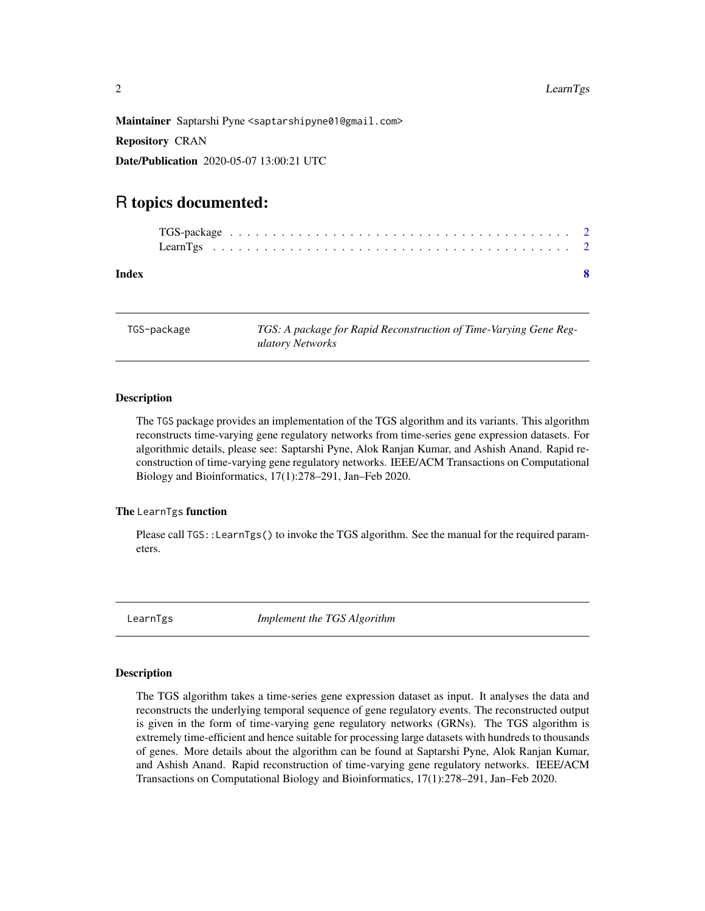**Maintainer** Saptarshi Pyne <saptarshipyne01@gmail.com>

**Repository** CRAN

**Date/Publication** 2020-05-07 13:00:21 UTC

# R topics documented:

TGS-package . . . . . . . . . . . . . . . . . . . . . . . . . . . . . . . . . . . . . . . 2
LearnTgs . . . . . . . . . . . . . . . . . . . . . . . . . . . . . . . . . . . . . . . . . 2

**Index** **8**

---

`TGS-package` *TGS: A package for Rapid Reconstruction of Time-Varying Gene Regulatory Networks*

---

### Description

The `TGS` package provides an implementation of the TGS algorithm and its variants. This algorithm reconstructs time-varying gene regulatory networks from time-series gene expression datasets. For algorithmic details, please see: Saptarshi Pyne, Alok Ranjan Kumar, and Ashish Anand. Rapid reconstruction of time-varying gene regulatory networks. IEEE/ACM Transactions on Computational Biology and Bioinformatics, 17(1):278–291, Jan–Feb 2020.

### The `LearnTgs` function

Please call `TGS::LearnTgs()` to invoke the TGS algorithm. See the manual for the required parameters.

---

`LearnTgs` *Implement the TGS Algorithm*

---

### Description

The TGS algorithm takes a time-series gene expression dataset as input. It analyses the data and reconstructs the underlying temporal sequence of gene regulatory events. The reconstructed output is given in the form of time-varying gene regulatory networks (GRNs). The TGS algorithm is extremely time-efficient and hence suitable for processing large datasets with hundreds to thousands of genes. More details about the algorithm can be found at Saptarshi Pyne, Alok Ranjan Kumar, and Ashish Anand. Rapid reconstruction of time-varying gene regulatory networks. IEEE/ACM Transactions on Computational Biology and Bioinformatics, 17(1):278–291, Jan–Feb 2020.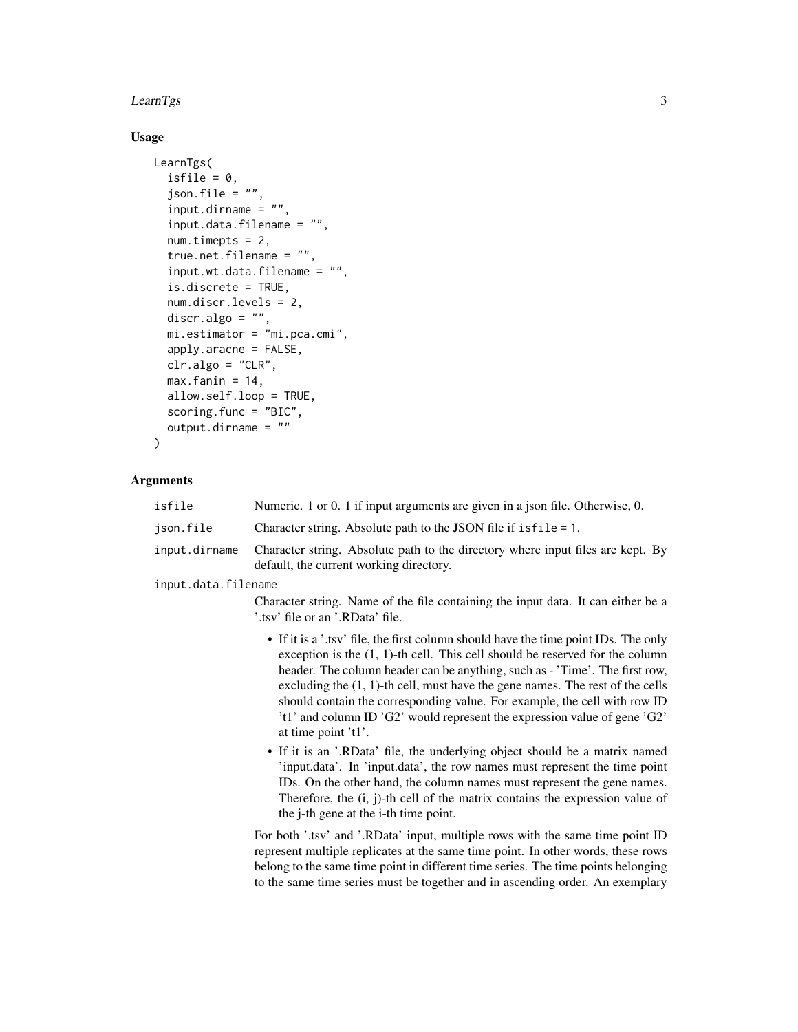## Usage

```
LearnTgs(
  isfile = 0,
  json.file = "",
  input.dirname = "",
  input.data.filename = "",
  num.timepts = 2,
  true.net.filename = "",
  input.wt.data.filename = "",
  is.discrete = TRUE,
  num.discr.levels = 2,
  discr.algo = "",
  mi.estimator = "mi.pca.cmi",
  apply.aracne = FALSE,
  clr.algo = "CLR",
  max.fanin = 14,
  allow.self.loop = TRUE,
  scoring.func = "BIC",
  output.dirname = ""
)
```

## Arguments

`isfile` Numeric. 1 or 0. 1 if input arguments are given in a json file. Otherwise, 0.

`json.file` Character string. Absolute path to the JSON file if `isfile = 1`.

`input.dirname` Character string. Absolute path to the directory where input files are kept. By default, the current working directory.

`input.data.filename`

Character string. Name of the file containing the input data. It can either be a '.tsv' file or an '.RData' file.

- If it is a '.tsv' file, the first column should have the time point IDs. The only exception is the (1, 1)-th cell. This cell should be reserved for the column header. The column header can be anything, such as - 'Time'. The first row, excluding the (1, 1)-th cell, must have the gene names. The rest of the cells should contain the corresponding value. For example, the cell with row ID 't1' and column ID 'G2' would represent the expression value of gene 'G2' at time point 't1'.
- If it is an '.RData' file, the underlying object should be a matrix named 'input.data'. In 'input.data', the row names must represent the time point IDs. On the other hand, the column names must represent the gene names. Therefore, the (i, j)-th cell of the matrix contains the expression value of the j-th gene at the i-th time point.

For both '.tsv' and '.RData' input, multiple rows with the same time point ID represent multiple replicates at the same time point. In other words, these rows belong to the same time point in different time series. The time points belonging to the same time series must be together and in ascending order. An exemplary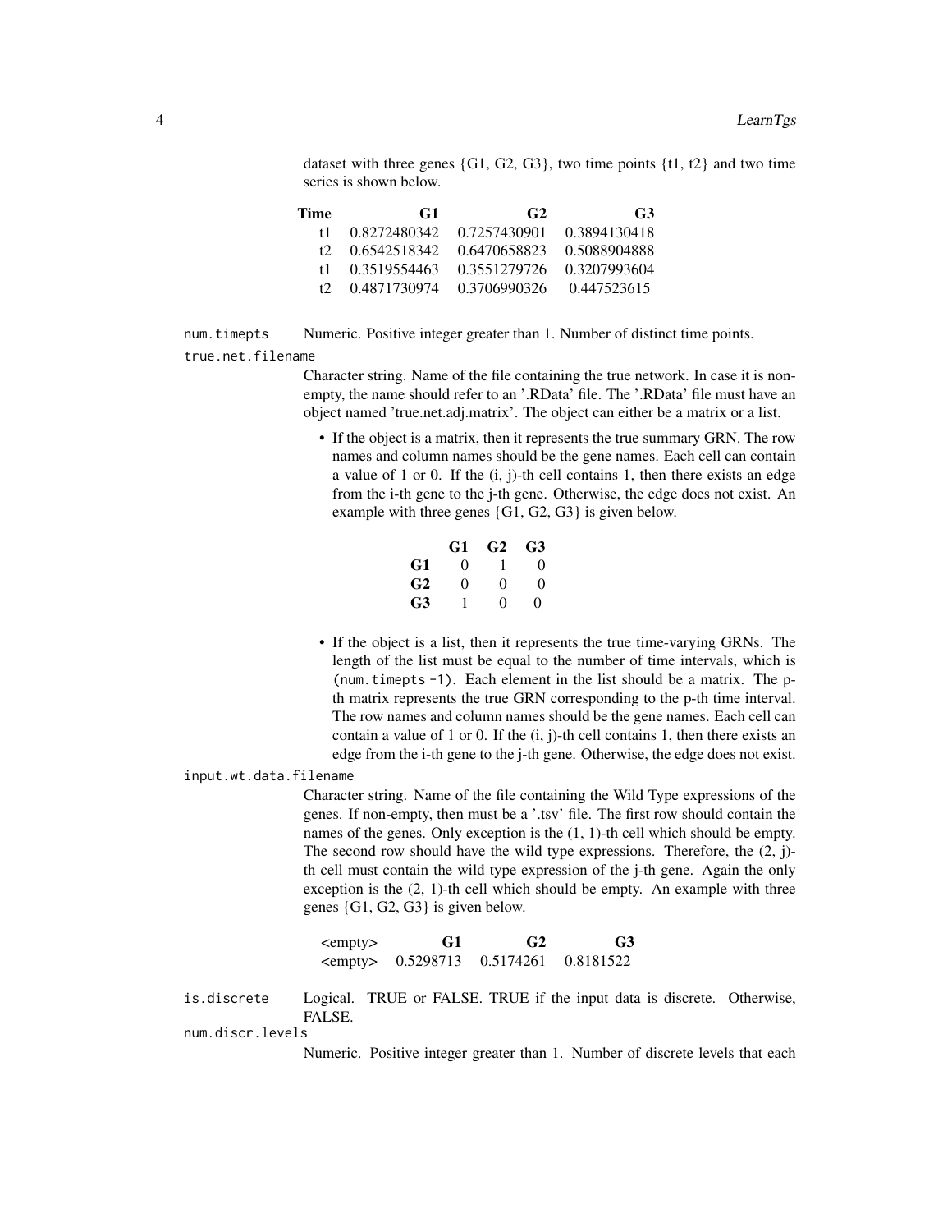dataset with three genes {G1, G2, G3}, two time points {t1, t2} and two time series is shown below.

| Time | G1 | G2 | G3 |
|---|---|---|---|
| t1 | 0.8272480342 | 0.7257430901 | 0.3894130418 |
| t2 | 0.6542518342 | 0.6470658823 | 0.5088904888 |
| t1 | 0.3519554463 | 0.3551279726 | 0.3207993604 |
| t2 | 0.4871730974 | 0.3706990326 | 0.447523615 |

`num.timepts`
: Numeric. Positive integer greater than 1. Number of distinct time points.

`true.net.filename`
: Character string. Name of the file containing the true network. In case it is non-empty, the name should refer to an '.RData' file. The '.RData' file must have an object named 'true.net.adj.matrix'. The object can either be a matrix or a list.

- If the object is a matrix, then it represents the true summary GRN. The row names and column names should be the gene names. Each cell can contain a value of 1 or 0. If the (i, j)-th cell contains 1, then there exists an edge from the i-th gene to the j-th gene. Otherwise, the edge does not exist. An example with three genes {G1, G2, G3} is given below.

| | G1 | G2 | G3 |
|---|---|---|---|
| **G1** | 0 | 1 | 0 |
| **G2** | 0 | 0 | 0 |
| **G3** | 1 | 0 | 0 |

- If the object is a list, then it represents the true time-varying GRNs. The length of the list must be equal to the number of time intervals, which is (`num.timepts -1`). Each element in the list should be a matrix. The p-th matrix represents the true GRN corresponding to the p-th time interval. The row names and column names should be the gene names. Each cell can contain a value of 1 or 0. If the (i, j)-th cell contains 1, then there exists an edge from the i-th gene to the j-th gene. Otherwise, the edge does not exist.

`input.wt.data.filename`
: Character string. Name of the file containing the Wild Type expressions of the genes. If non-empty, then must be a '.tsv' file. The first row should contain the names of the genes. Only exception is the (1, 1)-th cell which should be empty. The second row should have the wild type expressions. Therefore, the (2, j)-th cell must contain the wild type expression of the j-th gene. Again the only exception is the (2, 1)-th cell which should be empty. An example with three genes {G1, G2, G3} is given below.

| <empty> | G1 | G2 | G3 |
|---|---|---|---|
| <empty> | 0.5298713 | 0.5174261 | 0.8181522 |

`is.discrete`
: Logical. TRUE or FALSE. TRUE if the input data is discrete. Otherwise, FALSE.

`num.discr.levels`
: Numeric. Positive integer greater than 1. Number of discrete levels that each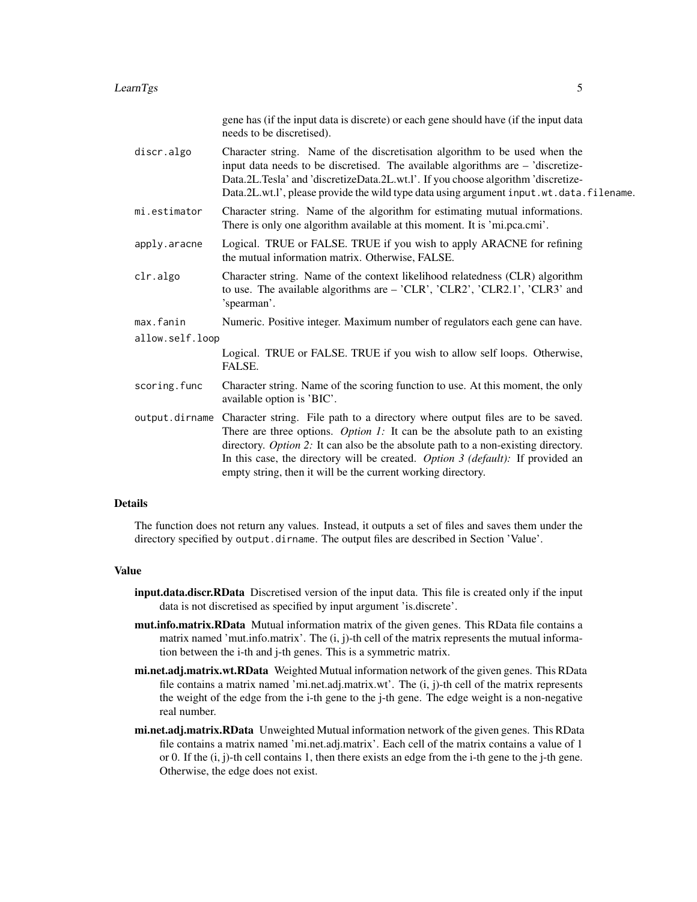gene has (if the input data is discrete) or each gene should have (if the input data needs to be discretised).

- `discr.algo` Character string. Name of the discretisation algorithm to be used when the input data needs to be discretised. The available algorithms are – 'discretizeData.2L.Tesla' and 'discretizeData.2L.wt.l'. If you choose algorithm 'discretizeData.2L.wt.l', please provide the wild type data using argument `input.wt.data.filename`.
- `mi.estimator` Character string. Name of the algorithm for estimating mutual informations. There is only one algorithm available at this moment. It is 'mi.pca.cmi'.
- `apply.aracne` Logical. TRUE or FALSE. TRUE if you wish to apply ARACNE for refining the mutual information matrix. Otherwise, FALSE.
- `clr.algo` Character string. Name of the context likelihood relatedness (CLR) algorithm to use. The available algorithms are – 'CLR', 'CLR2', 'CLR2.1', 'CLR3' and 'spearman'.
- `max.fanin` Numeric. Positive integer. Maximum number of regulators each gene can have.
- `allow.self.loop` Logical. TRUE or FALSE. TRUE if you wish to allow self loops. Otherwise, FALSE.
- `scoring.func` Character string. Name of the scoring function to use. At this moment, the only available option is 'BIC'.
- `output.dirname` Character string. File path to a directory where output files are to be saved. There are three options. *Option 1:* It can be the absolute path to an existing directory. *Option 2:* It can also be the absolute path to a non-existing directory. In this case, the directory will be created. *Option 3 (default):* If provided an empty string, then it will be the current working directory.

## Details

The function does not return any values. Instead, it outputs a set of files and saves them under the directory specified by `output.dirname`. The output files are described in Section 'Value'.

## Value

- **input.data.discr.RData** Discretised version of the input data. This file is created only if the input data is not discretised as specified by input argument 'is.discrete'.
- **mut.info.matrix.RData** Mutual information matrix of the given genes. This RData file contains a matrix named 'mut.info.matrix'. The (i, j)-th cell of the matrix represents the mutual information between the i-th and j-th genes. This is a symmetric matrix.
- **mi.net.adj.matrix.wt.RData** Weighted Mutual information network of the given genes. This RData file contains a matrix named 'mi.net.adj.matrix.wt'. The (i, j)-th cell of the matrix represents the weight of the edge from the i-th gene to the j-th gene. The edge weight is a non-negative real number.
- **mi.net.adj.matrix.RData** Unweighted Mutual information network of the given genes. This RData file contains a matrix named 'mi.net.adj.matrix'. Each cell of the matrix contains a value of 1 or 0. If the (i, j)-th cell contains 1, then there exists an edge from the i-th gene to the j-th gene. Otherwise, the edge does not exist.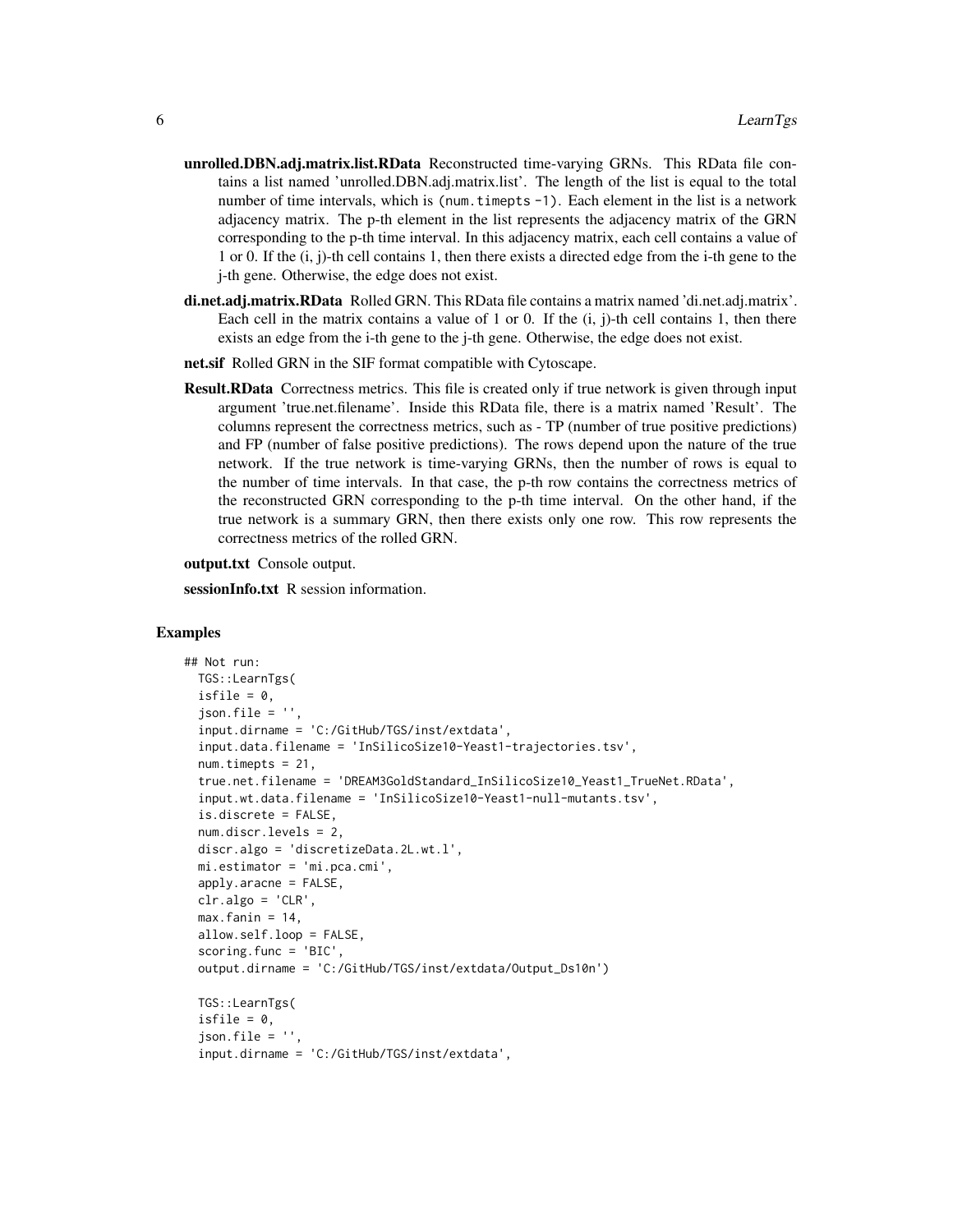**unrolled.DBN.adj.matrix.list.RData** Reconstructed time-varying GRNs. This RData file contains a list named 'unrolled.DBN.adj.matrix.list'. The length of the list is equal to the total number of time intervals, which is (`num.timepts -1`). Each element in the list is a network adjacency matrix. The p-th element in the list represents the adjacency matrix of the GRN corresponding to the p-th time interval. In this adjacency matrix, each cell contains a value of 1 or 0. If the (i, j)-th cell contains 1, then there exists a directed edge from the i-th gene to the j-th gene. Otherwise, the edge does not exist.

**di.net.adj.matrix.RData** Rolled GRN. This RData file contains a matrix named 'di.net.adj.matrix'. Each cell in the matrix contains a value of 1 or 0. If the (i, j)-th cell contains 1, then there exists an edge from the i-th gene to the j-th gene. Otherwise, the edge does not exist.

**net.sif** Rolled GRN in the SIF format compatible with Cytoscape.

**Result.RData** Correctness metrics. This file is created only if true network is given through input argument 'true.net.filename'. Inside this RData file, there is a matrix named 'Result'. The columns represent the correctness metrics, such as - TP (number of true positive predictions) and FP (number of false positive predictions). The rows depend upon the nature of the true network. If the true network is time-varying GRNs, then the number of rows is equal to the number of time intervals. In that case, the p-th row contains the correctness metrics of the reconstructed GRN corresponding to the p-th time interval. On the other hand, if the true network is a summary GRN, then there exists only one row. This row represents the correctness metrics of the rolled GRN.

**output.txt** Console output.

**sessionInfo.txt** R session information.

## Examples

```
## Not run:
  TGS::LearnTgs(
  isfile = 0,
  json.file = '',
  input.dirname = 'C:/GitHub/TGS/inst/extdata',
  input.data.filename = 'InSilicoSize10-Yeast1-trajectories.tsv',
  num.timepts = 21,
  true.net.filename = 'DREAM3GoldStandard_InSilicoSize10_Yeast1_TrueNet.RData',
  input.wt.data.filename = 'InSilicoSize10-Yeast1-null-mutants.tsv',
  is.discrete = FALSE,
  num.discr.levels = 2,
  discr.algo = 'discretizeData.2L.wt.l',
  mi.estimator = 'mi.pca.cmi',
  apply.aracne = FALSE,
  clr.algo = 'CLR',
  max.fanin = 14,
  allow.self.loop = FALSE,
  scoring.func = 'BIC',
  output.dirname = 'C:/GitHub/TGS/inst/extdata/Output_Ds10n')

  TGS::LearnTgs(
  isfile = 0,
  json.file = '',
  input.dirname = 'C:/GitHub/TGS/inst/extdata',
```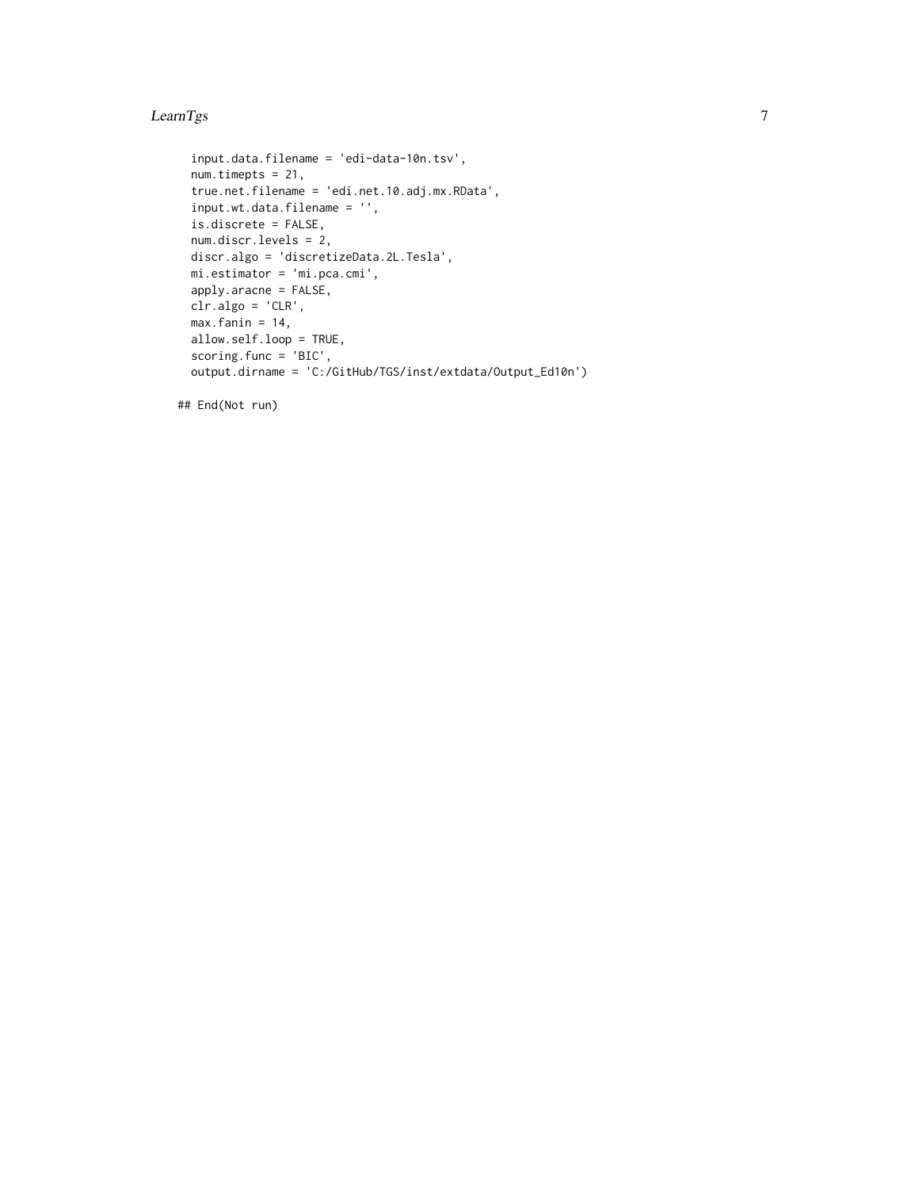```
  input.data.filename = 'edi-data-10n.tsv',
  num.timepts = 21,
  true.net.filename = 'edi.net.10.adj.mx.RData',
  input.wt.data.filename = '',
  is.discrete = FALSE,
  num.discr.levels = 2,
  discr.algo = 'discretizeData.2L.Tesla',
  mi.estimator = 'mi.pca.cmi',
  apply.aracne = FALSE,
  clr.algo = 'CLR',
  max.fanin = 14,
  allow.self.loop = TRUE,
  scoring.func = 'BIC',
  output.dirname = 'C:/GitHub/TGS/inst/extdata/Output_Ed10n')

## End(Not run)
```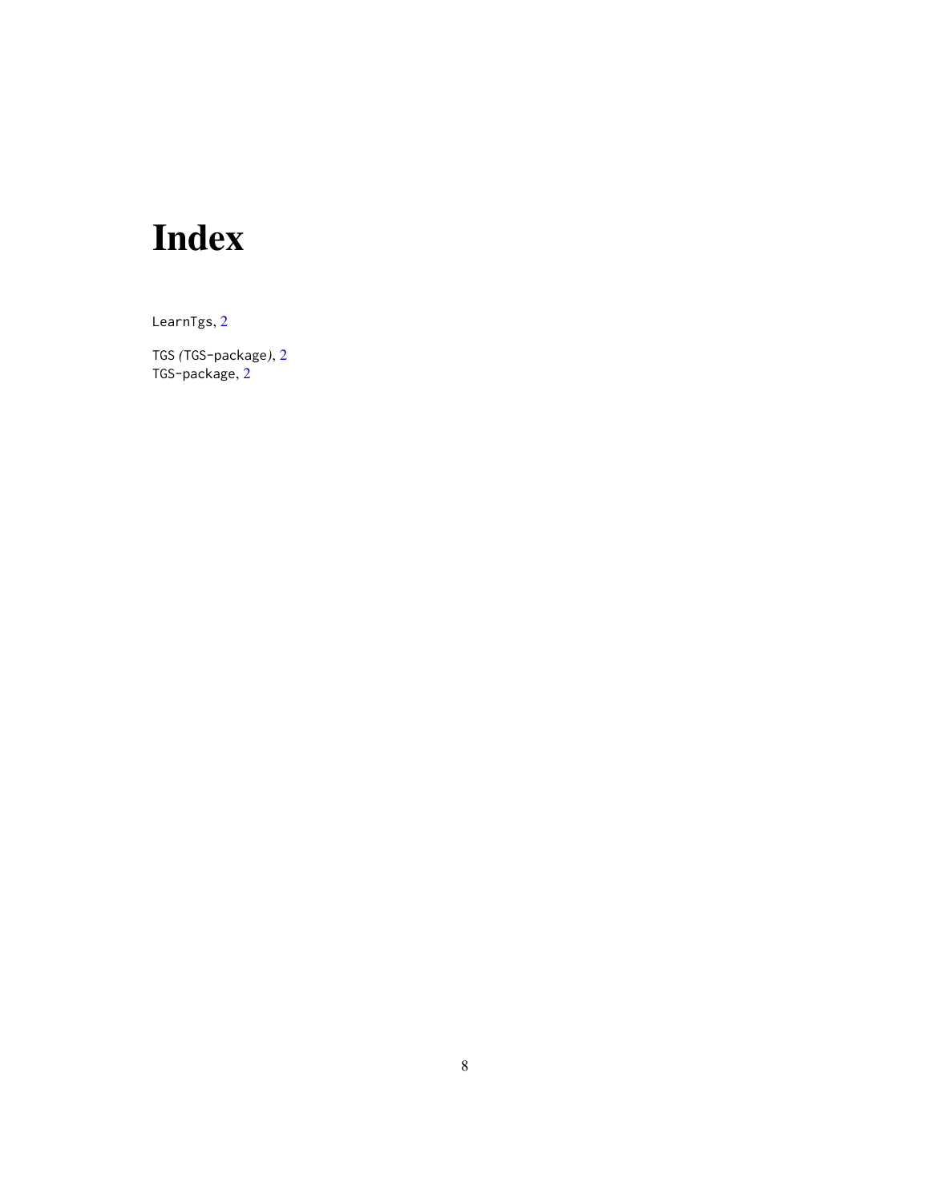# Index

LearnTgs, 2

TGS (TGS-package), 2
TGS-package, 2